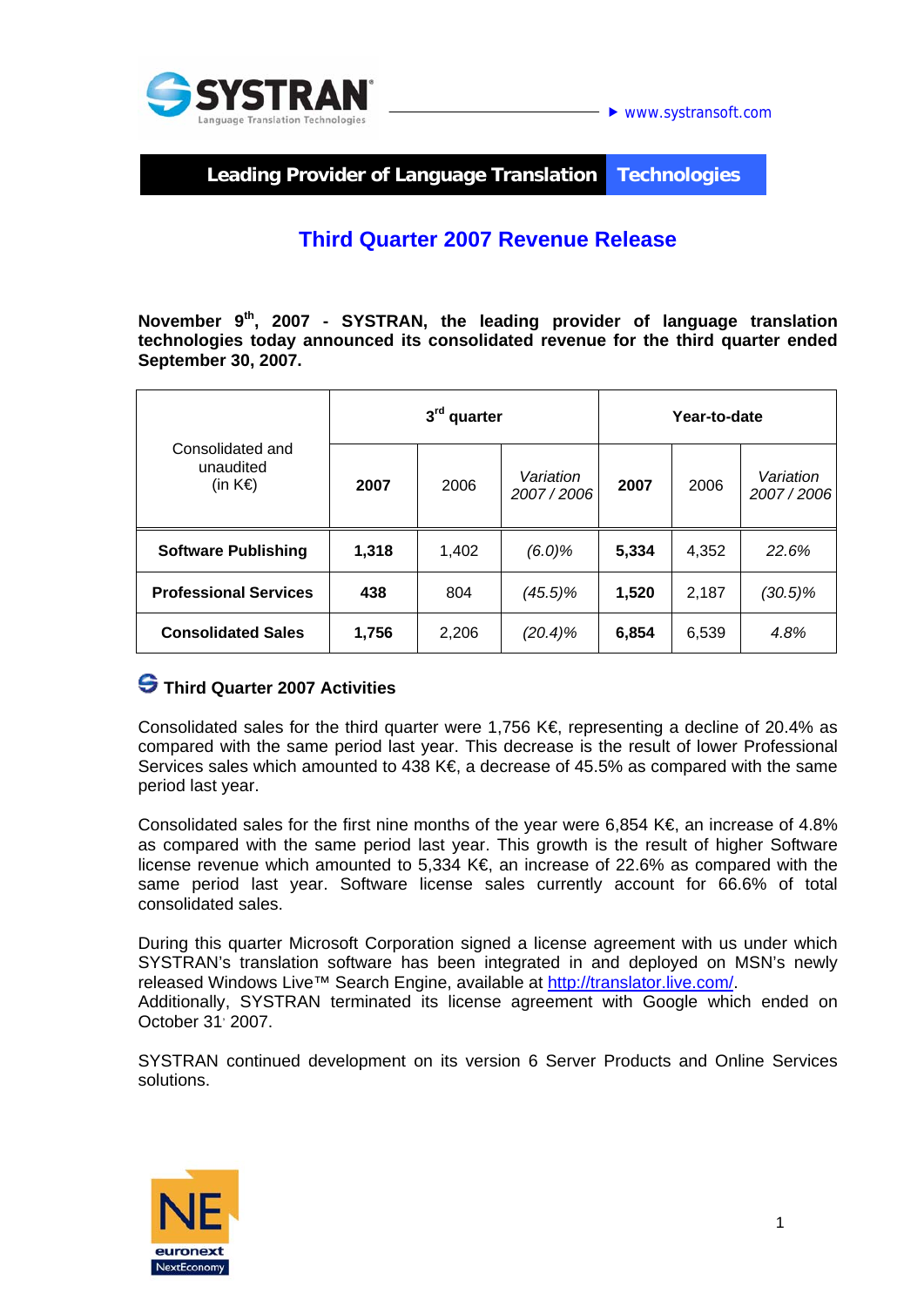www.systransoft.com

**Leading Provider of Language Translation Technologies**

# Third Quarter 2007 Revenue Release

**November 9th, 2007 - SYSTRAN, the leading provider of language translation technologies today announced its consolidated revenue for the third quarter ended September 30, 2007.**

| Consolidated and unaudited (in K€) | 3rd quarter | | | Year-to-date | | |
|---|---|---|---|---|---|---|
| | **2007** | 2006 | *Variation 2007 / 2006* | **2007** | 2006 | *Variation 2007 / 2006* |
| **Software Publishing** | **1,318** | 1,402 | *(6.0)%* | **5,334** | 4,352 | *22.6%* |
| **Professional Services** | **438** | 804 | *(45.5)%* | **1,520** | 2,187 | *(30.5)%* |
| **Consolidated Sales** | **1,756** | 2,206 | *(20.4)%* | **6,854** | 6,539 | *4.8%* |

## Third Quarter 2007 Activities

Consolidated sales for the third quarter were 1,756 K€, representing a decline of 20.4% as compared with the same period last year. This decrease is the result of lower Professional Services sales which amounted to 438 K€, a decrease of 45.5% as compared with the same period last year.

Consolidated sales for the first nine months of the year were 6,854 K€, an increase of 4.8% as compared with the same period last year. This growth is the result of higher Software license revenue which amounted to 5,334 K€, an increase of 22.6% as compared with the same period last year. Software license sales currently account for 66.6% of total consolidated sales.

During this quarter Microsoft Corporation signed a license agreement with us under which SYSTRAN's translation software has been integrated in and deployed on MSN's newly released Windows Live™ Search Engine, available at http://translator.live.com/.
Additionally, SYSTRAN terminated its license agreement with Google which ended on October 31, 2007.

SYSTRAN continued development on its version 6 Server Products and Online Services solutions.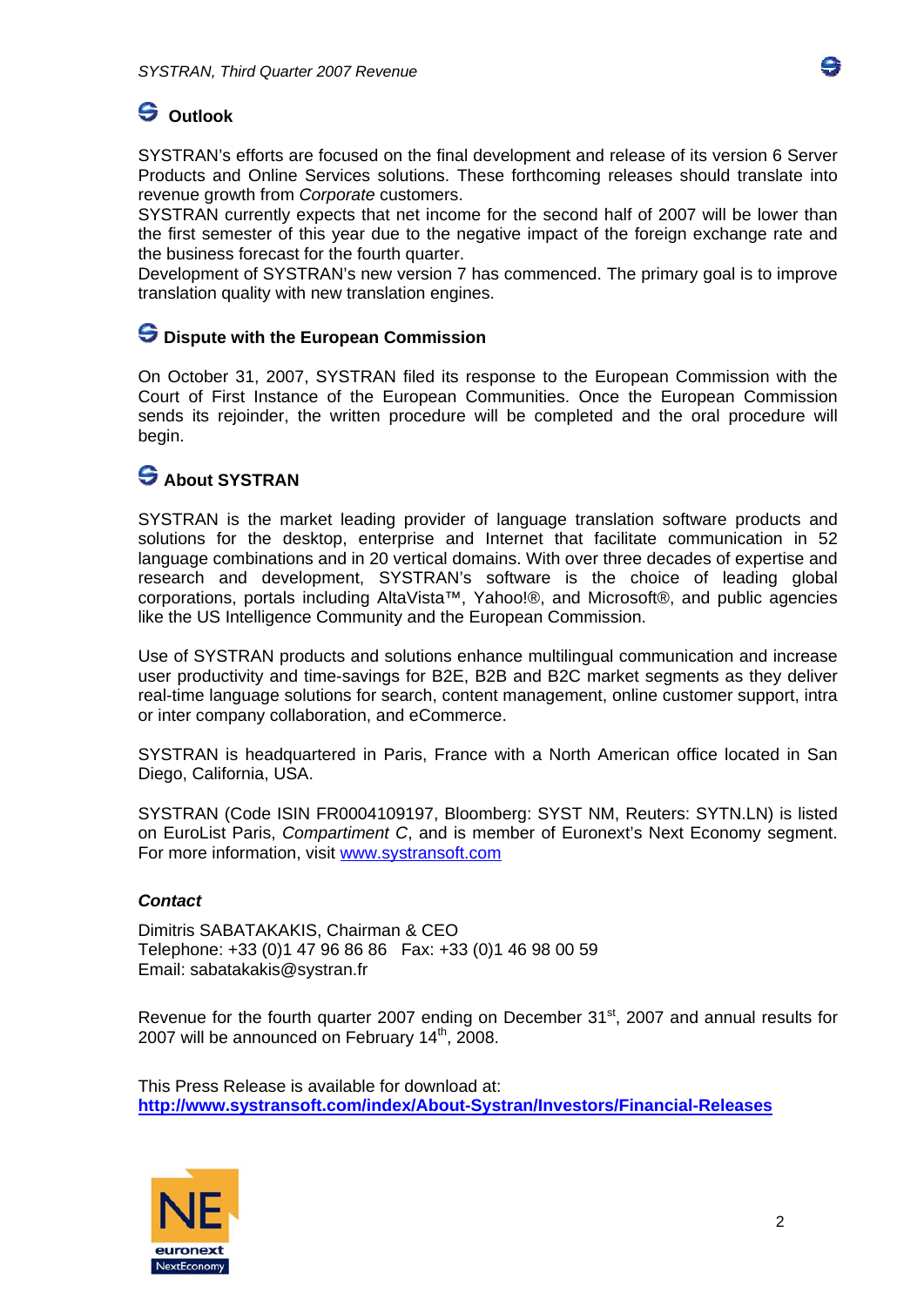## Outlook

SYSTRAN's efforts are focused on the final development and release of its version 6 Server Products and Online Services solutions. These forthcoming releases should translate into revenue growth from *Corporate* customers.
SYSTRAN currently expects that net income for the second half of 2007 will be lower than the first semester of this year due to the negative impact of the foreign exchange rate and the business forecast for the fourth quarter.
Development of SYSTRAN's new version 7 has commenced. The primary goal is to improve translation quality with new translation engines.

## Dispute with the European Commission

On October 31, 2007, SYSTRAN filed its response to the European Commission with the Court of First Instance of the European Communities. Once the European Commission sends its rejoinder, the written procedure will be completed and the oral procedure will begin.

## About SYSTRAN

SYSTRAN is the market leading provider of language translation software products and solutions for the desktop, enterprise and Internet that facilitate communication in 52 language combinations and in 20 vertical domains. With over three decades of expertise and research and development, SYSTRAN's software is the choice of leading global corporations, portals including AltaVista™, Yahoo!®, and Microsoft®, and public agencies like the US Intelligence Community and the European Commission.

Use of SYSTRAN products and solutions enhance multilingual communication and increase user productivity and time-savings for B2E, B2B and B2C market segments as they deliver real-time language solutions for search, content management, online customer support, intra or inter company collaboration, and eCommerce.

SYSTRAN is headquartered in Paris, France with a North American office located in San Diego, California, USA.

SYSTRAN (Code ISIN FR0004109197, Bloomberg: SYST NM, Reuters: SYTN.LN) is listed on EuroList Paris, *Compartiment C*, and is member of Euronext's Next Economy segment. For more information, visit [www.systransoft.com](http://www.systransoft.com)

***Contact***

Dimitris SABATAKAKIS, Chairman & CEO
Telephone: +33 (0)1 47 96 86 86 Fax: +33 (0)1 46 98 00 59
Email: sabatakakis@systran.fr

Revenue for the fourth quarter 2007 ending on December 31st, 2007 and annual results for 2007 will be announced on February 14th, 2008.

This Press Release is available for download at:
**[http://www.systransoft.com/index/About-Systran/Investors/Financial-Releases](http://www.systransoft.com/index/About-Systran/Investors/Financial-Releases)**

NE
euronext
NextEconomy